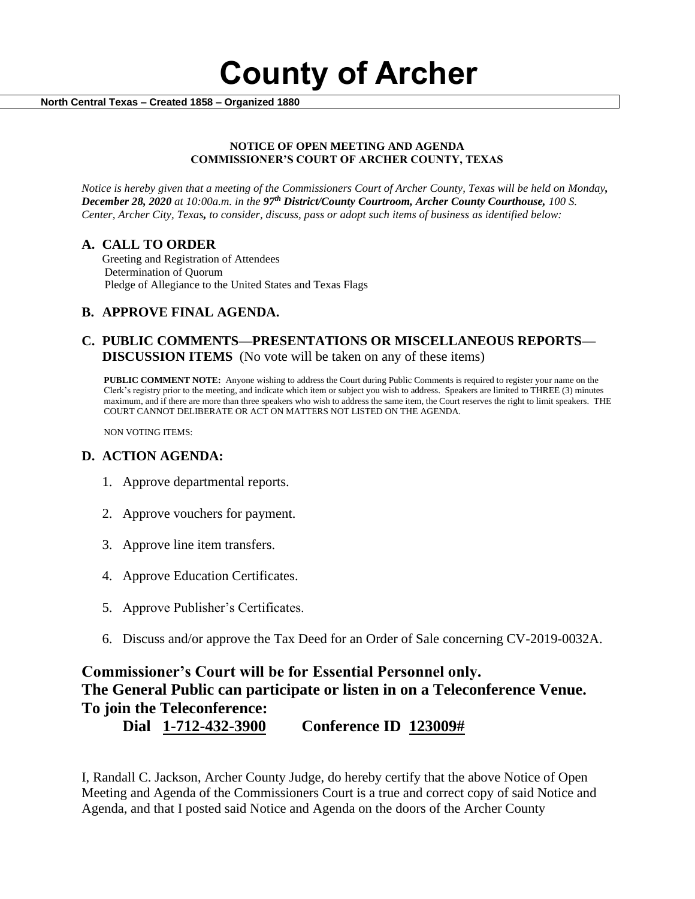# County of Archer

**North Central Texas – Created 1858 – Organized 1880**

**NOTICE OF OPEN MEETING AND AGENDA**
**COMMISSIONER'S COURT OF ARCHER COUNTY, TEXAS**

*Notice is hereby given that a meeting of the Commissioners Court of Archer County, Texas will be held on Monday, **December 28, 2020** at 10:00a.m. in the **97th District/County Courtroom, Archer County Courthouse,** 100 S. Center, Archer City, Texas, to consider, discuss, pass or adopt such items of business as identified below:*

## A. CALL TO ORDER

Greeting and Registration of Attendees
Determination of Quorum
Pledge of Allegiance to the United States and Texas Flags

## B. APPROVE FINAL AGENDA.

## C. PUBLIC COMMENTS—PRESENTATIONS OR MISCELLANEOUS REPORTS—DISCUSSION ITEMS (No vote will be taken on any of these items)

**PUBLIC COMMENT NOTE:** Anyone wishing to address the Court during Public Comments is required to register your name on the Clerk's registry prior to the meeting, and indicate which item or subject you wish to address. Speakers are limited to THREE (3) minutes maximum, and if there are more than three speakers who wish to address the same item, the Court reserves the right to limit speakers. THE COURT CANNOT DELIBERATE OR ACT ON MATTERS NOT LISTED ON THE AGENDA.

NON VOTING ITEMS:

## D. ACTION AGENDA:

1. Approve departmental reports.
2. Approve vouchers for payment.
3. Approve line item transfers.
4. Approve Education Certificates.
5. Approve Publisher's Certificates.
6. Discuss and/or approve the Tax Deed for an Order of Sale concerning CV-2019-0032A.

**Commissioner's Court will be for Essential Personnel only.**
**The General Public can participate or listen in on a Teleconference Venue.**
**To join the Teleconference:**
**Dial 1-712-432-3900 Conference ID 123009#**

I, Randall C. Jackson, Archer County Judge, do hereby certify that the above Notice of Open Meeting and Agenda of the Commissioners Court is a true and correct copy of said Notice and Agenda, and that I posted said Notice and Agenda on the doors of the Archer County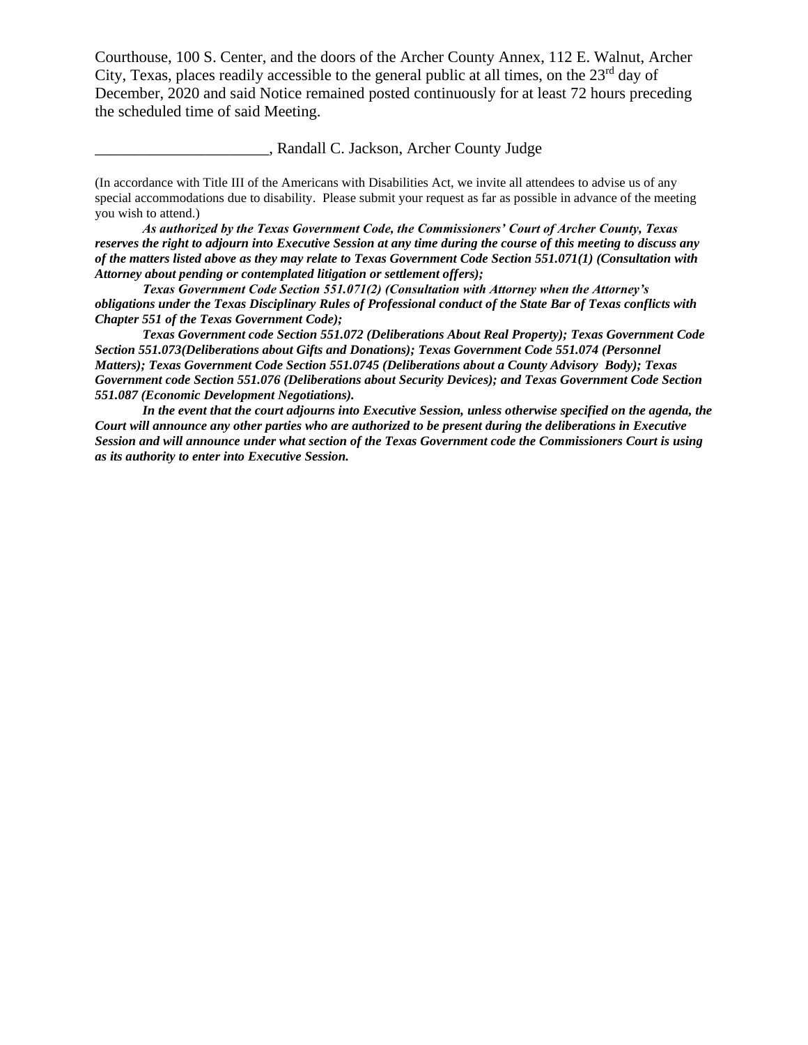Courthouse, 100 S. Center, and the doors of the Archer County Annex, 112 E. Walnut, Archer City, Texas, places readily accessible to the general public at all times, on the 23rd day of December, 2020 and said Notice remained posted continuously for at least 72 hours preceding the scheduled time of said Meeting.

______________________, Randall C. Jackson, Archer County Judge

(In accordance with Title III of the Americans with Disabilities Act, we invite all attendees to advise us of any special accommodations due to disability. Please submit your request as far as possible in advance of the meeting you wish to attend.)

***As authorized by the Texas Government Code, the Commissioners' Court of Archer County, Texas reserves the right to adjourn into Executive Session at any time during the course of this meeting to discuss any of the matters listed above as they may relate to Texas Government Code Section 551.071(1) (Consultation with Attorney about pending or contemplated litigation or settlement offers);***

***Texas Government Code Section 551.071(2) (Consultation with Attorney when the Attorney's obligations under the Texas Disciplinary Rules of Professional conduct of the State Bar of Texas conflicts with Chapter 551 of the Texas Government Code);***

***Texas Government code Section 551.072 (Deliberations About Real Property); Texas Government Code Section 551.073(Deliberations about Gifts and Donations); Texas Government Code 551.074 (Personnel Matters); Texas Government Code Section 551.0745 (Deliberations about a County Advisory Body); Texas Government code Section 551.076 (Deliberations about Security Devices); and Texas Government Code Section 551.087 (Economic Development Negotiations).***

***In the event that the court adjourns into Executive Session, unless otherwise specified on the agenda, the Court will announce any other parties who are authorized to be present during the deliberations in Executive Session and will announce under what section of the Texas Government code the Commissioners Court is using as its authority to enter into Executive Session.***